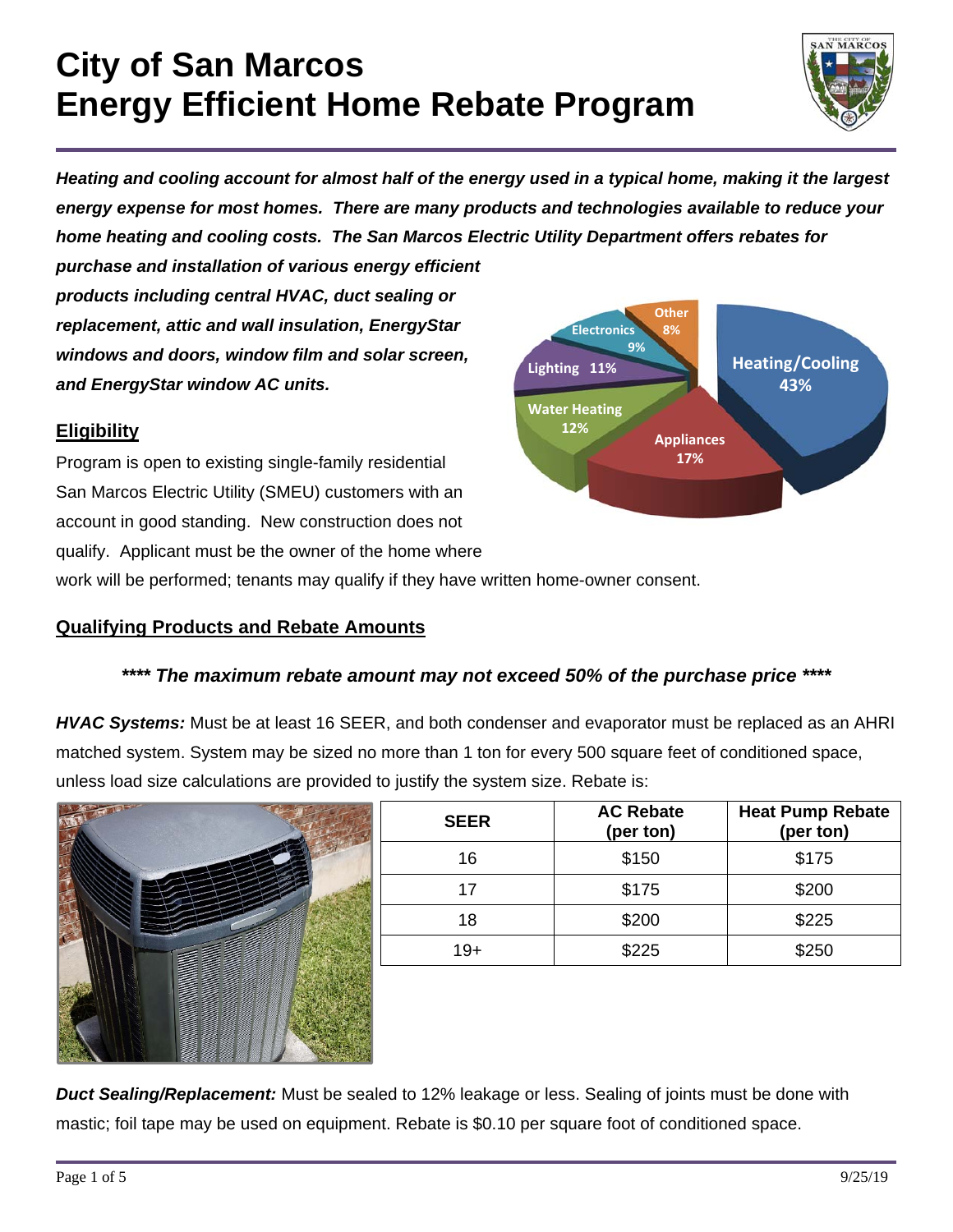# City of San Marcos
# Energy Efficient Home Rebate Program

***Heating and cooling account for almost half of the energy used in a typical home, making it the largest energy expense for most homes. There are many products and technologies available to reduce your home heating and cooling costs. The San Marcos Electric Utility Department offers rebates for purchase and installation of various energy efficient products including central HVAC, duct sealing or replacement, attic and wall insulation, EnergyStar windows and doors, window film and solar screen, and EnergyStar window AC units.***

## Eligibility

Program is open to existing single-family residential San Marcos Electric Utility (SMEU) customers with an account in good standing. New construction does not qualify. Applicant must be the owner of the home where work will be performed; tenants may qualify if they have written home-owner consent.

## Qualifying Products and Rebate Amounts

***\*\*\*\* The maximum rebate amount may not exceed 50% of the purchase price \*\*\*\****

***HVAC Systems:*** Must be at least 16 SEER, and both condenser and evaporator must be replaced as an AHRI matched system. System may be sized no more than 1 ton for every 500 square feet of conditioned space, unless load size calculations are provided to justify the system size. Rebate is:

| SEER | AC Rebate (per ton) | Heat Pump Rebate (per ton) |
|---|---|---|
| 16 | $150 | $175 |
| 17 | $175 | $200 |
| 18 | $200 | $225 |
| 19+ | $225 | $250 |

***Duct Sealing/Replacement:*** Must be sealed to 12% leakage or less. Sealing of joints must be done with mastic; foil tape may be used on equipment. Rebate is $0.10 per square foot of conditioned space.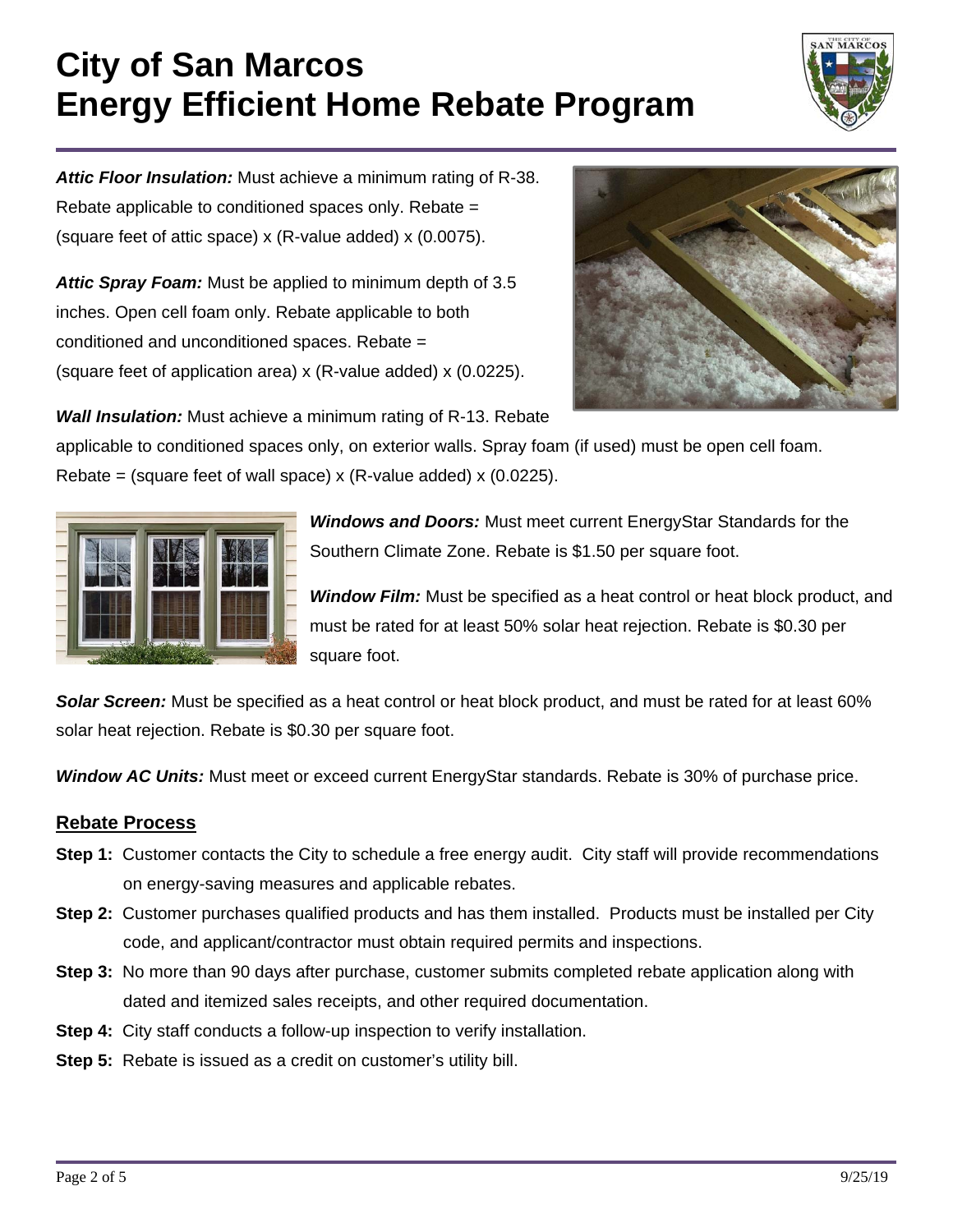# City of San Marcos
# Energy Efficient Home Rebate Program

***Attic Floor Insulation:*** Must achieve a minimum rating of R-38. Rebate applicable to conditioned spaces only. Rebate = (square feet of attic space) x (R-value added) x (0.0075).

***Attic Spray Foam:*** Must be applied to minimum depth of 3.5 inches. Open cell foam only. Rebate applicable to both conditioned and unconditioned spaces. Rebate = (square feet of application area) x (R-value added) x (0.0225).

***Wall Insulation:*** Must achieve a minimum rating of R-13. Rebate applicable to conditioned spaces only, on exterior walls. Spray foam (if used) must be open cell foam. Rebate = (square feet of wall space) x (R-value added) x (0.0225).

***Windows and Doors:*** Must meet current EnergyStar Standards for the Southern Climate Zone. Rebate is $1.50 per square foot.

***Window Film:*** Must be specified as a heat control or heat block product, and must be rated for at least 50% solar heat rejection. Rebate is $0.30 per square foot.

***Solar Screen:*** Must be specified as a heat control or heat block product, and must be rated for at least 60% solar heat rejection. Rebate is $0.30 per square foot.

***Window AC Units:*** Must meet or exceed current EnergyStar standards. Rebate is 30% of purchase price.

## Rebate Process

**Step 1:** Customer contacts the City to schedule a free energy audit. City staff will provide recommendations on energy-saving measures and applicable rebates.

**Step 2:** Customer purchases qualified products and has them installed. Products must be installed per City code, and applicant/contractor must obtain required permits and inspections.

**Step 3:** No more than 90 days after purchase, customer submits completed rebate application along with dated and itemized sales receipts, and other required documentation.

**Step 4:** City staff conducts a follow-up inspection to verify installation.

**Step 5:** Rebate is issued as a credit on customer's utility bill.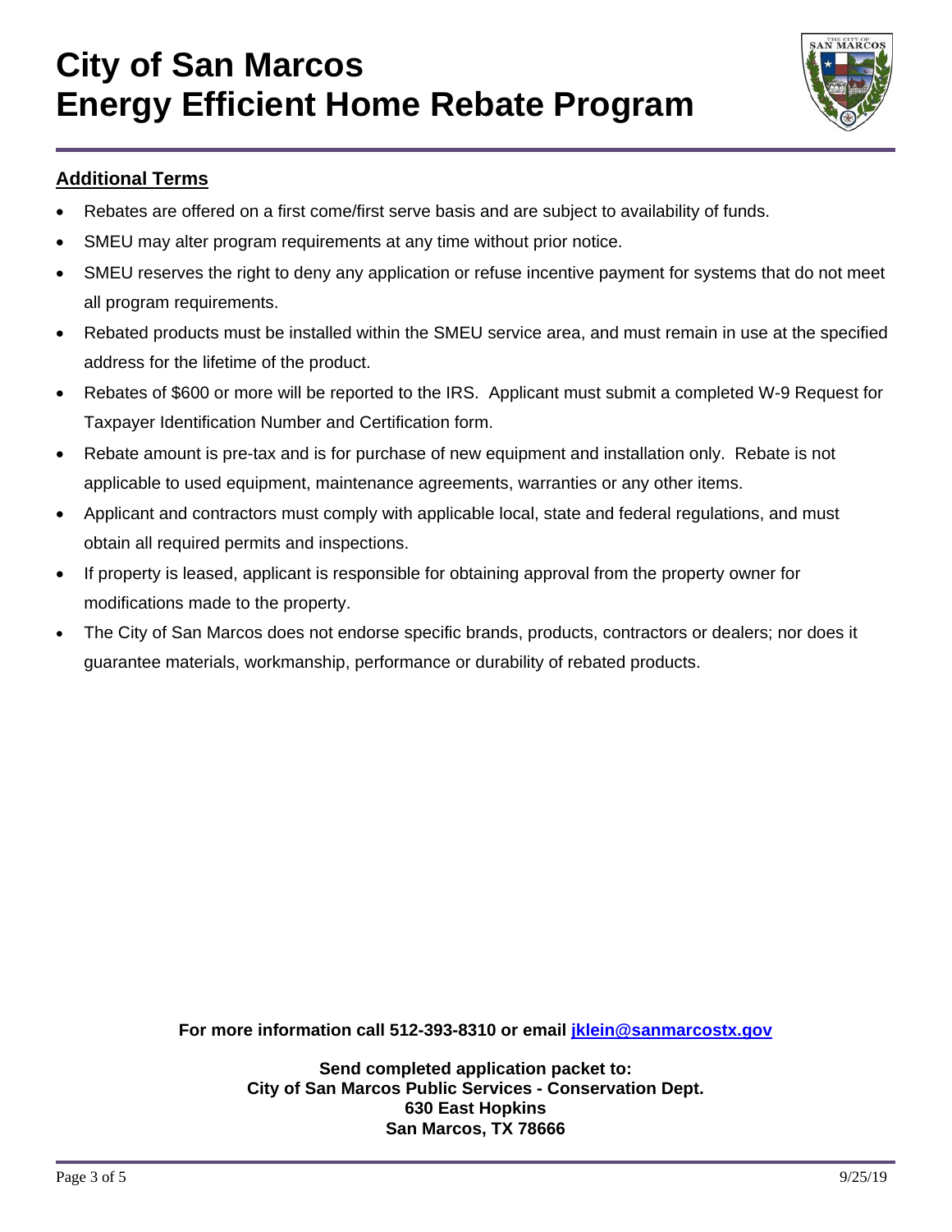# City of San Marcos
# Energy Efficient Home Rebate Program

## Additional Terms

- Rebates are offered on a first come/first serve basis and are subject to availability of funds.
- SMEU may alter program requirements at any time without prior notice.
- SMEU reserves the right to deny any application or refuse incentive payment for systems that do not meet all program requirements.
- Rebated products must be installed within the SMEU service area, and must remain in use at the specified address for the lifetime of the product.
- Rebates of $600 or more will be reported to the IRS. Applicant must submit a completed W-9 Request for Taxpayer Identification Number and Certification form.
- Rebate amount is pre-tax and is for purchase of new equipment and installation only. Rebate is not applicable to used equipment, maintenance agreements, warranties or any other items.
- Applicant and contractors must comply with applicable local, state and federal regulations, and must obtain all required permits and inspections.
- If property is leased, applicant is responsible for obtaining approval from the property owner for modifications made to the property.
- The City of San Marcos does not endorse specific brands, products, contractors or dealers; nor does it guarantee materials, workmanship, performance or durability of rebated products.

**For more information call 512-393-8310 or email [jklein@sanmarcostx.gov](mailto:jklein@sanmarcostx.gov)**

**Send completed application packet to:**
**City of San Marcos Public Services - Conservation Dept.**
**630 East Hopkins**
**San Marcos, TX 78666**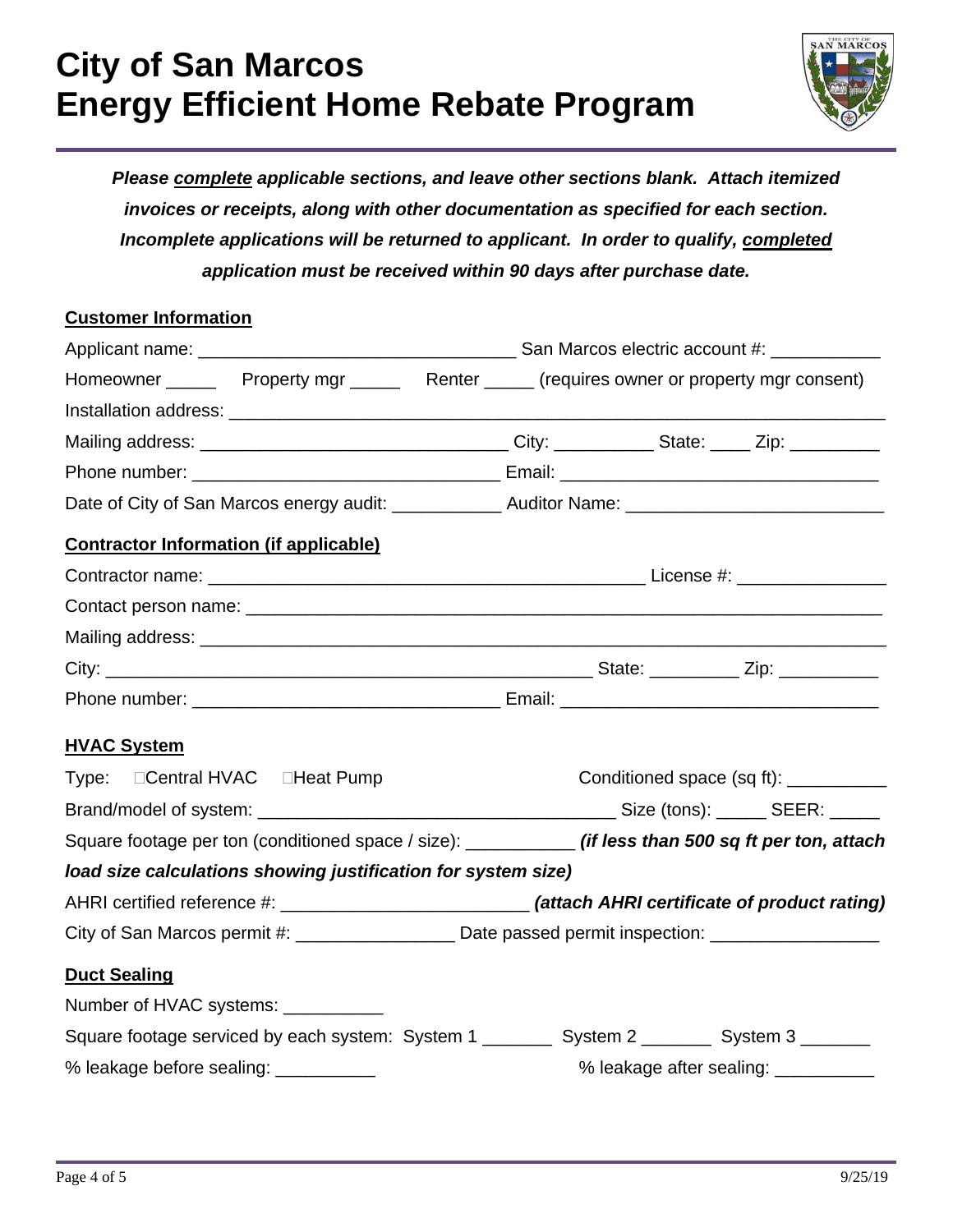# City of San Marcos
# Energy Efficient Home Rebate Program

***Please complete applicable sections, and leave other sections blank. Attach itemized invoices or receipts, along with other documentation as specified for each section. Incomplete applications will be returned to applicant. In order to qualify, completed application must be received within 90 days after purchase date.***

**Customer Information**

Applicant name: ________________________________ San Marcos electric account #: ___________

Homeowner _____ Property mgr _____ Renter _____ (requires owner or property mgr consent)

Installation address: ______________________________________________________________

Mailing address: ______________________________ City: __________ State: ____ Zip: _________

Phone number: ______________________________ Email: ________________________________

Date of City of San Marcos energy audit: ___________ Auditor Name: _________________________

**Contractor Information (if applicable)**

Contractor name: ____________________________________________ License #: _______________

Contact person name: _______________________________________________________________

Mailing address: ___________________________________________________________________

City: ___________________________________________________ State: _________ Zip: __________

Phone number: ______________________________ Email: ________________________________

**HVAC System**

Type: ☐Central HVAC ☐Heat Pump

Conditioned space (sq ft): __________

Brand/model of system: ___________________________________ Size (tons): _____ SEER: _____

Square footage per ton (conditioned space / size): ___________ ***(if less than 500 sq ft per ton, attach load size calculations showing justification for system size)***

AHRI certified reference #: ________________________ ***(attach AHRI certificate of product rating)***

City of San Marcos permit #: ________________ Date passed permit inspection: _________________

**Duct Sealing**

Number of HVAC systems: __________

Square footage serviced by each system: System 1 _______ System 2 _______ System 3 _______

% leakage before sealing: __________

% leakage after sealing: __________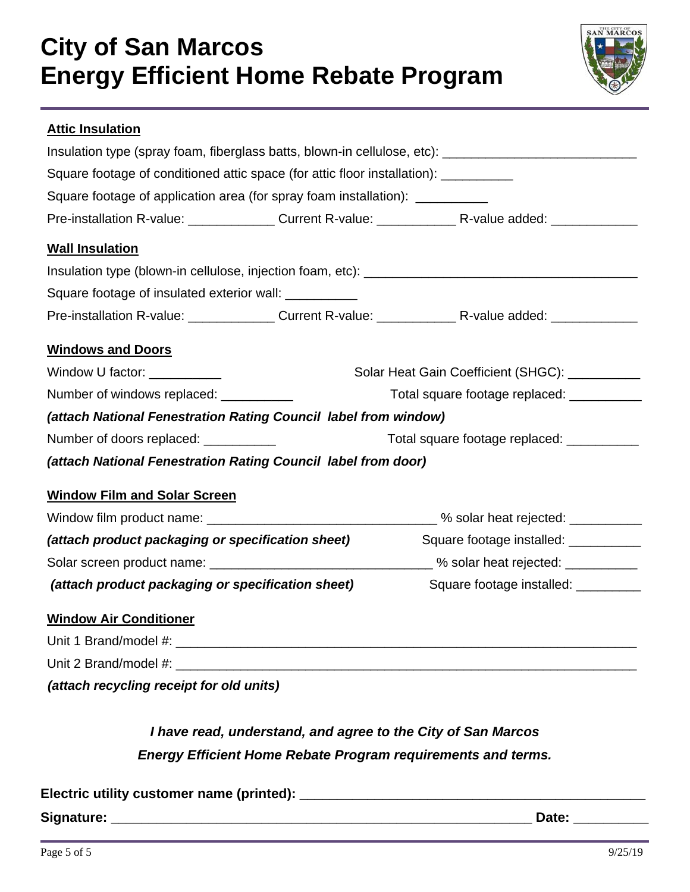# City of San Marcos
# Energy Efficient Home Rebate Program

**Attic Insulation**

Insulation type (spray foam, fiberglass batts, blown-in cellulose, etc): ___________________________

Square footage of conditioned attic space (for attic floor installation): __________

Square footage of application area (for spray foam installation): __________

Pre-installation R-value: ____________ Current R-value: ___________ R-value added: ____________

**Wall Insulation**

Insulation type (blown-in cellulose, injection foam, etc): ______________________________________

Square footage of insulated exterior wall: __________

Pre-installation R-value: ____________ Current R-value: ___________ R-value added: ____________

**Windows and Doors**

Window U factor: __________ Solar Heat Gain Coefficient (SHGC): __________

Number of windows replaced: __________ Total square footage replaced: __________

***(attach National Fenestration Rating Council label from window)***

Number of doors replaced: __________ Total square footage replaced: __________

***(attach National Fenestration Rating Council label from door)***

**Window Film and Solar Screen**

Window film product name: ________________________________ % solar heat rejected: __________

***(attach product packaging or specification sheet)*** Square footage installed: __________

Solar screen product name: ______________________________ % solar heat rejected: __________

***(attach product packaging or specification sheet)*** Square footage installed: _________

**Window Air Conditioner**

Unit 1 Brand/model #: _________________________________________________________________

Unit 2 Brand/model #: _________________________________________________________________

***(attach recycling receipt for old units)***

***I have read, understand, and agree to the City of San Marcos Energy Efficient Home Rebate Program requirements and terms.***

**Electric utility customer name (printed):** _______________________________________________

**Signature:** ____________________________________________________________ **Date:** __________

9/25/19